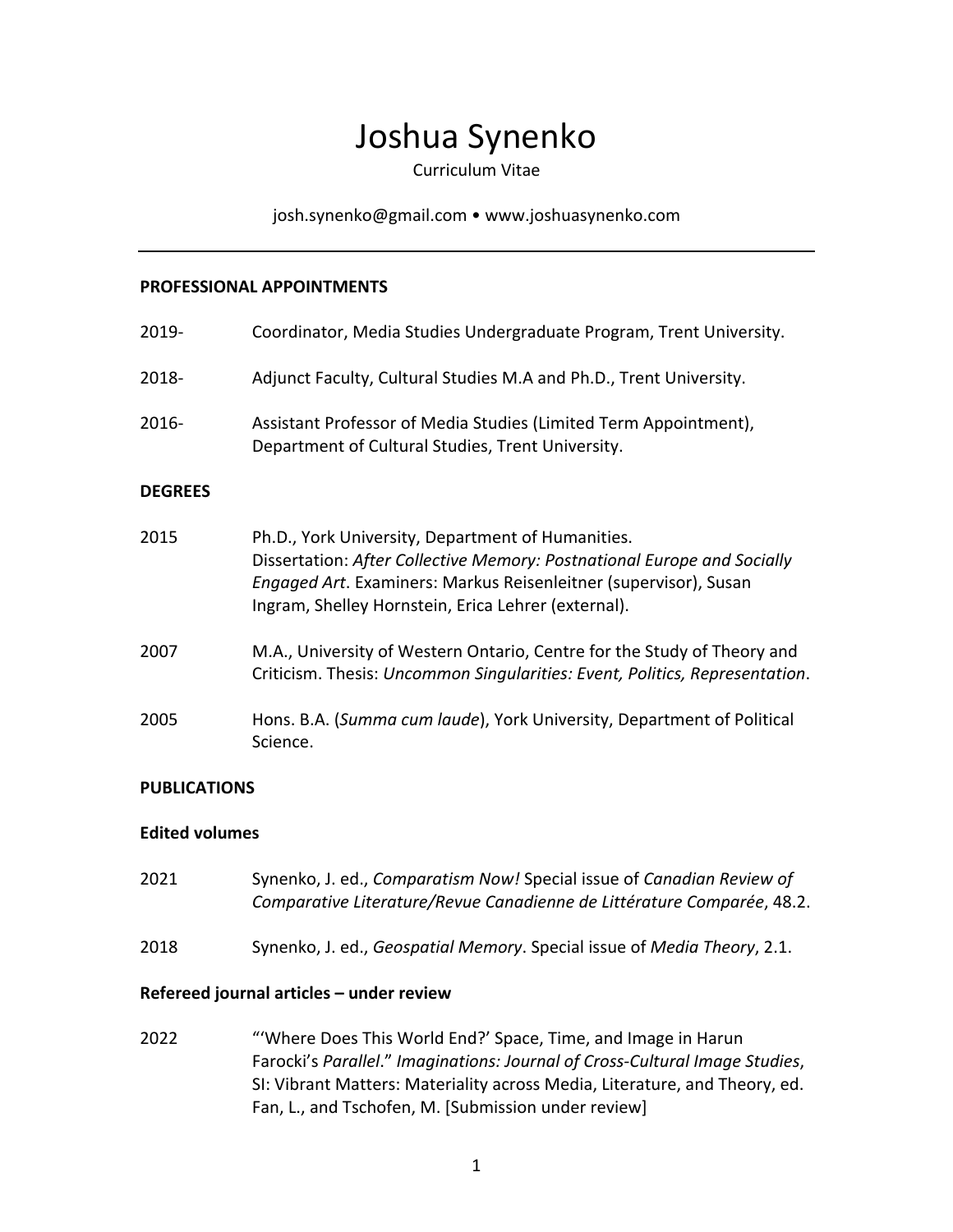# Joshua Synenko

Curriculum Vitae

josh.synenko@gmail.com • www.joshuasynenko.com

---

## PROFESSIONAL APPOINTMENTS

2019- Coordinator, Media Studies Undergraduate Program, Trent University.

2018- Adjunct Faculty, Cultural Studies M.A and Ph.D., Trent University.

2016- Assistant Professor of Media Studies (Limited Term Appointment), Department of Cultural Studies, Trent University.

## DEGREES

2015 Ph.D., York University, Department of Humanities. Dissertation: *After Collective Memory: Postnational Europe and Socially Engaged Art*. Examiners: Markus Reisenleitner (supervisor), Susan Ingram, Shelley Hornstein, Erica Lehrer (external).

2007 M.A., University of Western Ontario, Centre for the Study of Theory and Criticism. Thesis: *Uncommon Singularities: Event, Politics, Representation*.

2005 Hons. B.A. (*Summa cum laude*), York University, Department of Political Science.

## PUBLICATIONS

### Edited volumes

2021 Synenko, J. ed., *Comparatism Now!* Special issue of *Canadian Review of Comparative Literature/Revue Canadienne de Littérature Comparée*, 48.2.

2018 Synenko, J. ed., *Geospatial Memory*. Special issue of *Media Theory*, 2.1.

### Refereed journal articles – under review

2022 "'Where Does This World End?' Space, Time, and Image in Harun Farocki's *Parallel*." *Imaginations: Journal of Cross-Cultural Image Studies*, SI: Vibrant Matters: Materiality across Media, Literature, and Theory, ed. Fan, L., and Tschofen, M. [Submission under review]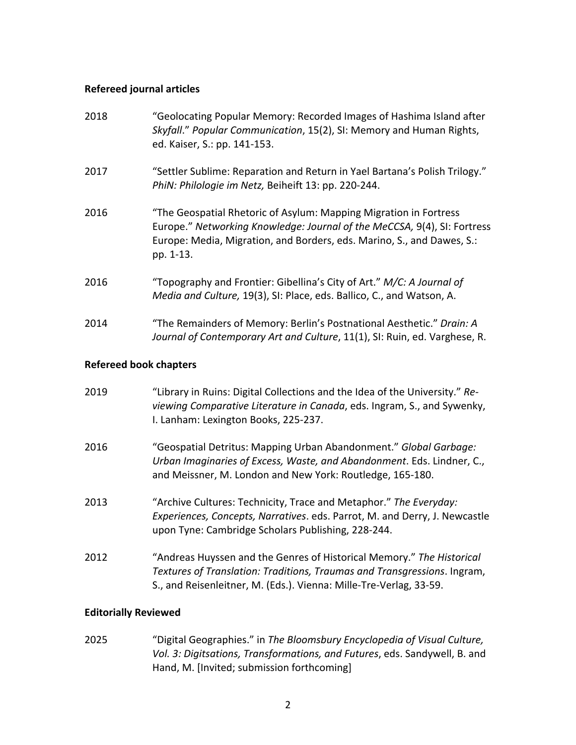**Refereed journal articles**

2018 “Geolocating Popular Memory: Recorded Images of Hashima Island after *Skyfall*.” *Popular Communication*, 15(2), SI: Memory and Human Rights, ed. Kaiser, S.: pp. 141-153.

2017 “Settler Sublime: Reparation and Return in Yael Bartana’s Polish Trilogy.” *PhiN: Philologie im Netz,* Beiheift 13: pp. 220-244.

2016 “The Geospatial Rhetoric of Asylum: Mapping Migration in Fortress Europe.” *Networking Knowledge: Journal of the MeCCSA,* 9(4), SI: Fortress Europe: Media, Migration, and Borders, eds. Marino, S., and Dawes, S.: pp. 1-13.

2016 “Topography and Frontier: Gibellina’s City of Art.” *M/C: A Journal of Media and Culture,* 19(3), SI: Place, eds. Ballico, C., and Watson, A.

2014 “The Remainders of Memory: Berlin’s Postnational Aesthetic.” *Drain: A Journal of Contemporary Art and Culture*, 11(1), SI: Ruin, ed. Varghese, R.

**Refereed book chapters**

2019 “Library in Ruins: Digital Collections and the Idea of the University.” *Re-viewing Comparative Literature in Canada*, eds. Ingram, S., and Sywenky, I. Lanham: Lexington Books, 225-237.

2016 “Geospatial Detritus: Mapping Urban Abandonment.” *Global Garbage: Urban Imaginaries of Excess, Waste, and Abandonment*. Eds. Lindner, C., and Meissner, M. London and New York: Routledge, 165-180.

2013 “Archive Cultures: Technicity, Trace and Metaphor.” *The Everyday: Experiences, Concepts, Narratives*. eds. Parrot, M. and Derry, J. Newcastle upon Tyne: Cambridge Scholars Publishing, 228-244.

2012 “Andreas Huyssen and the Genres of Historical Memory.” *The Historical Textures of Translation: Traditions, Traumas and Transgressions*. Ingram, S., and Reisenleitner, M. (Eds.). Vienna: Mille-Tre-Verlag, 33-59.

**Editorially Reviewed**

2025 “Digital Geographies.” in *The Bloomsbury Encyclopedia of Visual Culture, Vol. 3: Digitsations, Transformations, and Futures*, eds. Sandywell, B. and Hand, M. [Invited; submission forthcoming]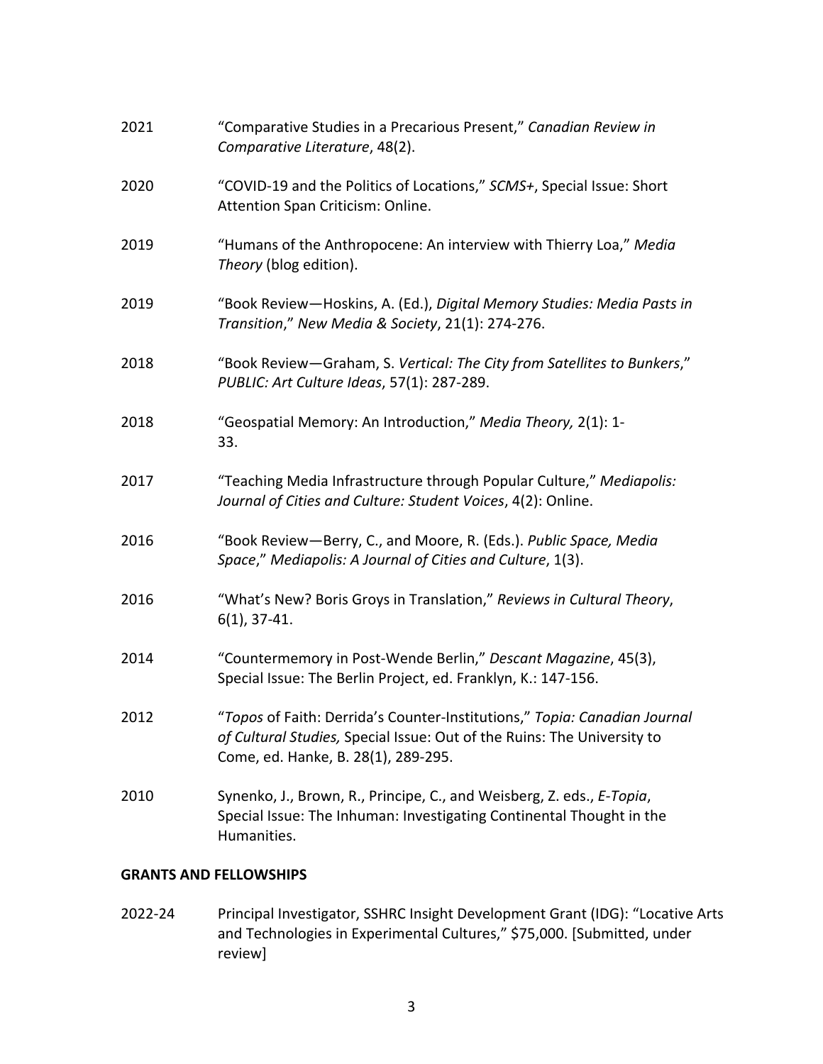2021 "Comparative Studies in a Precarious Present," *Canadian Review in Comparative Literature*, 48(2).

2020 "COVID-19 and the Politics of Locations," *SCMS+*, Special Issue: Short Attention Span Criticism: Online.

2019 "Humans of the Anthropocene: An interview with Thierry Loa," *Media Theory* (blog edition).

2019 "Book Review—Hoskins, A. (Ed.), *Digital Memory Studies: Media Pasts in Transition*," *New Media & Society*, 21(1): 274-276.

2018 "Book Review—Graham, S. *Vertical: The City from Satellites to Bunkers*," *PUBLIC: Art Culture Ideas*, 57(1): 287-289.

2018 "Geospatial Memory: An Introduction," *Media Theory,* 2(1): 1-33.

2017 "Teaching Media Infrastructure through Popular Culture," *Mediapolis: Journal of Cities and Culture: Student Voices*, 4(2): Online.

2016 "Book Review—Berry, C., and Moore, R. (Eds.). *Public Space, Media Space*," *Mediapolis: A Journal of Cities and Culture*, 1(3).

2016 "What's New? Boris Groys in Translation," *Reviews in Cultural Theory*, 6(1), 37-41.

2014 "Countermemory in Post-Wende Berlin," *Descant Magazine*, 45(3), Special Issue: The Berlin Project, ed. Franklyn, K.: 147-156.

2012 "*Topos* of Faith: Derrida's Counter-Institutions," *Topia: Canadian Journal of Cultural Studies,* Special Issue: Out of the Ruins: The University to Come, ed. Hanke, B. 28(1), 289-295.

2010 Synenko, J., Brown, R., Principe, C., and Weisberg, Z. eds., *E-Topia*, Special Issue: The Inhuman: Investigating Continental Thought in the Humanities.

**GRANTS AND FELLOWSHIPS**

2022-24 Principal Investigator, SSHRC Insight Development Grant (IDG): "Locative Arts and Technologies in Experimental Cultures," $75,000. [Submitted, under review]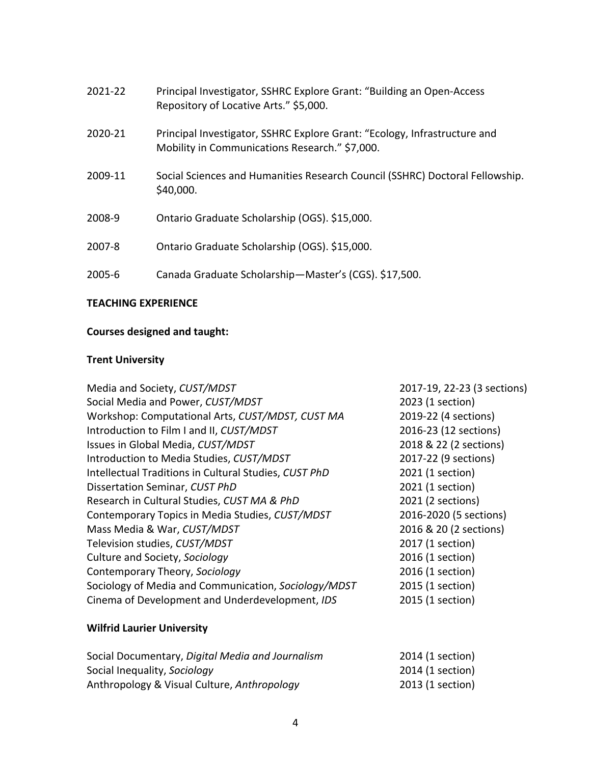2021-22 Principal Investigator, SSHRC Explore Grant: "Building an Open-Access Repository of Locative Arts." $5,000.

2020-21 Principal Investigator, SSHRC Explore Grant: "Ecology, Infrastructure and Mobility in Communications Research." $7,000.

2009-11 Social Sciences and Humanities Research Council (SSHRC) Doctoral Fellowship. $40,000.

2008-9 Ontario Graduate Scholarship (OGS). $15,000.

2007-8 Ontario Graduate Scholarship (OGS). $15,000.

2005-6 Canada Graduate Scholarship—Master's (CGS). $17,500.

**TEACHING EXPERIENCE**

**Courses designed and taught:**

**Trent University**

| Course | Years |
| --- | --- |
| Media and Society, *CUST/MDST* | 2017-19, 22-23 (3 sections) |
| Social Media and Power, *CUST/MDST* | 2023 (1 section) |
| Workshop: Computational Arts, *CUST/MDST, CUST MA* | 2019-22 (4 sections) |
| Introduction to Film I and II, *CUST/MDST* | 2016-23 (12 sections) |
| Issues in Global Media, *CUST/MDST* | 2018 & 22 (2 sections) |
| Introduction to Media Studies, *CUST/MDST* | 2017-22 (9 sections) |
| Intellectual Traditions in Cultural Studies, *CUST PhD* | 2021 (1 section) |
| Dissertation Seminar, *CUST PhD* | 2021 (1 section) |
| Research in Cultural Studies, *CUST MA & PhD* | 2021 (2 sections) |
| Contemporary Topics in Media Studies, *CUST/MDST* | 2016-2020 (5 sections) |
| Mass Media & War, *CUST/MDST* | 2016 & 20 (2 sections) |
| Television studies, *CUST/MDST* | 2017 (1 section) |
| Culture and Society, *Sociology* | 2016 (1 section) |
| Contemporary Theory, *Sociology* | 2016 (1 section) |
| Sociology of Media and Communication, *Sociology/MDST* | 2015 (1 section) |
| Cinema of Development and Underdevelopment, *IDS* | 2015 (1 section) |

**Wilfrid Laurier University**

| Course | Years |
| --- | --- |
| Social Documentary, *Digital Media and Journalism* | 2014 (1 section) |
| Social Inequality, *Sociology* | 2014 (1 section) |
| Anthropology & Visual Culture, *Anthropology* | 2013 (1 section) |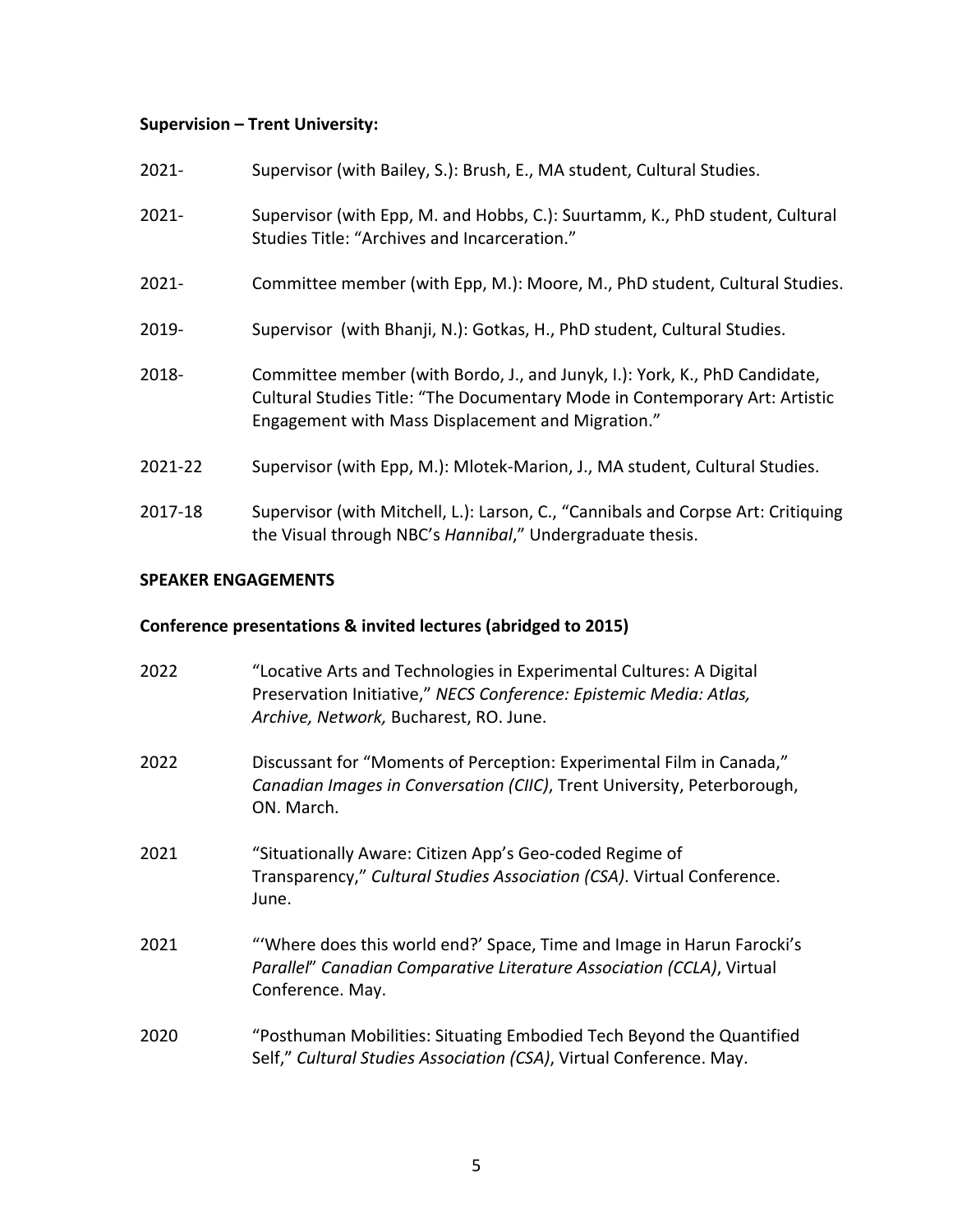**Supervision – Trent University:**

2021- Supervisor (with Bailey, S.): Brush, E., MA student, Cultural Studies.

2021- Supervisor (with Epp, M. and Hobbs, C.): Suurtamm, K., PhD student, Cultural Studies Title: "Archives and Incarceration."

2021- Committee member (with Epp, M.): Moore, M., PhD student, Cultural Studies.

2019- Supervisor (with Bhanji, N.): Gotkas, H., PhD student, Cultural Studies.

2018- Committee member (with Bordo, J., and Junyk, I.): York, K., PhD Candidate, Cultural Studies Title: "The Documentary Mode in Contemporary Art: Artistic Engagement with Mass Displacement and Migration."

2021-22 Supervisor (with Epp, M.): Mlotek-Marion, J., MA student, Cultural Studies.

2017-18 Supervisor (with Mitchell, L.): Larson, C., "Cannibals and Corpse Art: Critiquing the Visual through NBC's *Hannibal*," Undergraduate thesis.

**SPEAKER ENGAGEMENTS**

**Conference presentations & invited lectures (abridged to 2015)**

2022 "Locative Arts and Technologies in Experimental Cultures: A Digital Preservation Initiative," *NECS Conference: Epistemic Media: Atlas, Archive, Network,* Bucharest, RO. June.

2022 Discussant for "Moments of Perception: Experimental Film in Canada," *Canadian Images in Conversation (CIIC)*, Trent University, Peterborough, ON. March.

2021 "Situationally Aware: Citizen App's Geo-coded Regime of Transparency," *Cultural Studies Association (CSA)*. Virtual Conference. June.

2021 "'Where does this world end?' Space, Time and Image in Harun Farocki's *Parallel*" *Canadian Comparative Literature Association (CCLA)*, Virtual Conference. May.

2020 "Posthuman Mobilities: Situating Embodied Tech Beyond the Quantified Self," *Cultural Studies Association (CSA)*, Virtual Conference. May.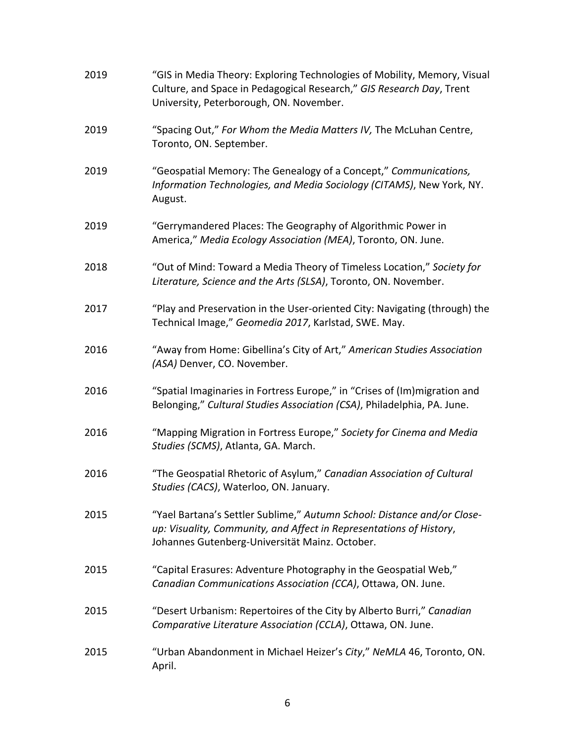2019 “GIS in Media Theory: Exploring Technologies of Mobility, Memory, Visual Culture, and Space in Pedagogical Research,” *GIS Research Day*, Trent University, Peterborough, ON. November.

2019 “Spacing Out,” *For Whom the Media Matters IV,* The McLuhan Centre, Toronto, ON. September.

2019 “Geospatial Memory: The Genealogy of a Concept,” *Communications, Information Technologies, and Media Sociology (CITAMS)*, New York, NY. August.

2019 “Gerrymandered Places: The Geography of Algorithmic Power in America,” *Media Ecology Association (MEA)*, Toronto, ON. June.

2018 “Out of Mind: Toward a Media Theory of Timeless Location,” *Society for Literature, Science and the Arts (SLSA)*, Toronto, ON. November.

2017 “Play and Preservation in the User-oriented City: Navigating (through) the Technical Image,” *Geomedia 2017*, Karlstad, SWE. May.

2016 “Away from Home: Gibellina’s City of Art,” *American Studies Association (ASA)* Denver, CO. November.

2016 “Spatial Imaginaries in Fortress Europe,” in “Crises of (Im)migration and Belonging,” *Cultural Studies Association (CSA)*, Philadelphia, PA. June.

2016 “Mapping Migration in Fortress Europe,” *Society for Cinema and Media Studies (SCMS)*, Atlanta, GA. March.

2016 “The Geospatial Rhetoric of Asylum,” *Canadian Association of Cultural Studies (CACS)*, Waterloo, ON. January.

2015 “Yael Bartana’s Settler Sublime,” *Autumn School: Distance and/or Close-up: Visuality, Community, and Affect in Representations of History*, Johannes Gutenberg-Universität Mainz. October.

2015 “Capital Erasures: Adventure Photography in the Geospatial Web,” *Canadian Communications Association (CCA)*, Ottawa, ON. June.

2015 “Desert Urbanism: Repertoires of the City by Alberto Burri,” *Canadian Comparative Literature Association (CCLA)*, Ottawa, ON. June.

2015 “Urban Abandonment in Michael Heizer’s *City*,” *NeMLA* 46, Toronto, ON. April.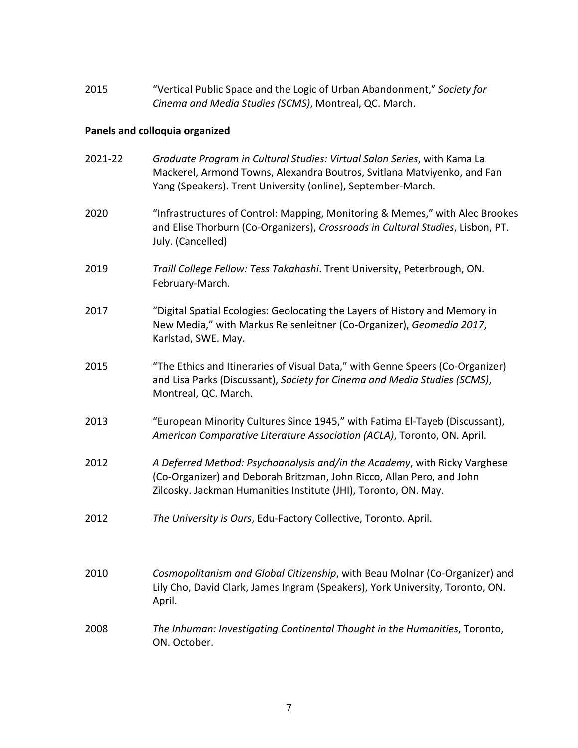2015 "Vertical Public Space and the Logic of Urban Abandonment," *Society for Cinema and Media Studies (SCMS)*, Montreal, QC. March.

**Panels and colloquia organized**

2021-22 *Graduate Program in Cultural Studies: Virtual Salon Series*, with Kama La Mackerel, Armond Towns, Alexandra Boutros, Svitlana Matviyenko, and Fan Yang (Speakers). Trent University (online), September-March.

2020 "Infrastructures of Control: Mapping, Monitoring & Memes," with Alec Brookes and Elise Thorburn (Co-Organizers), *Crossroads in Cultural Studies*, Lisbon, PT. July. (Cancelled)

2019 *Traill College Fellow: Tess Takahashi*. Trent University, Peterbrough, ON. February-March.

2017 "Digital Spatial Ecologies: Geolocating the Layers of History and Memory in New Media," with Markus Reisenleitner (Co-Organizer), *Geomedia 2017*, Karlstad, SWE. May.

2015 "The Ethics and Itineraries of Visual Data," with Genne Speers (Co-Organizer) and Lisa Parks (Discussant), *Society for Cinema and Media Studies (SCMS)*, Montreal, QC. March.

2013 "European Minority Cultures Since 1945," with Fatima El-Tayeb (Discussant), *American Comparative Literature Association (ACLA)*, Toronto, ON. April.

2012 *A Deferred Method: Psychoanalysis and/in the Academy*, with Ricky Varghese (Co-Organizer) and Deborah Britzman, John Ricco, Allan Pero, and John Zilcosky. Jackman Humanities Institute (JHI), Toronto, ON. May.

2012 *The University is Ours*, Edu-Factory Collective, Toronto. April.

2010 *Cosmopolitanism and Global Citizenship*, with Beau Molnar (Co-Organizer) and Lily Cho, David Clark, James Ingram (Speakers), York University, Toronto, ON. April.

2008 *The Inhuman: Investigating Continental Thought in the Humanities*, Toronto, ON. October.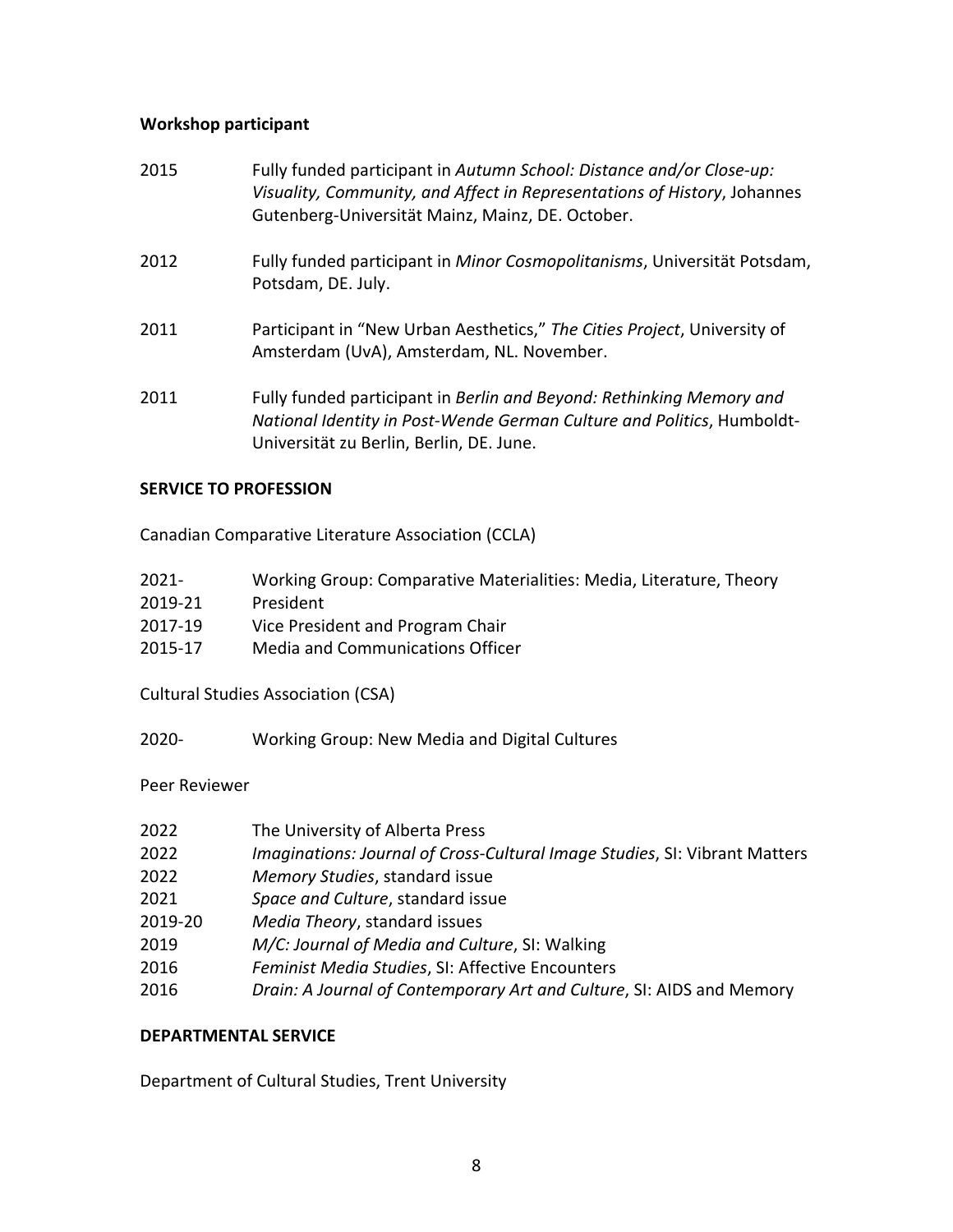**Workshop participant**

2015 Fully funded participant in *Autumn School: Distance and/or Close-up: Visuality, Community, and Affect in Representations of History*, Johannes Gutenberg-Universität Mainz, Mainz, DE. October.

2012 Fully funded participant in *Minor Cosmopolitanisms*, Universität Potsdam, Potsdam, DE. July.

2011 Participant in "New Urban Aesthetics," *The Cities Project*, University of Amsterdam (UvA), Amsterdam, NL. November.

2011 Fully funded participant in *Berlin and Beyond: Rethinking Memory and National Identity in Post-Wende German Culture and Politics*, Humboldt-Universität zu Berlin, Berlin, DE. June.

## SERVICE TO PROFESSION

Canadian Comparative Literature Association (CCLA)

2021- Working Group: Comparative Materialities: Media, Literature, Theory
2019-21 President
2017-19 Vice President and Program Chair
2015-17 Media and Communications Officer

Cultural Studies Association (CSA)

2020- Working Group: New Media and Digital Cultures

Peer Reviewer

2022 The University of Alberta Press
2022 *Imaginations: Journal of Cross-Cultural Image Studies*, SI: Vibrant Matters
2022 *Memory Studies*, standard issue
2021 *Space and Culture*, standard issue
2019-20 *Media Theory*, standard issues
2019 *M/C: Journal of Media and Culture*, SI: Walking
2016 *Feminist Media Studies*, SI: Affective Encounters
2016 *Drain: A Journal of Contemporary Art and Culture*, SI: AIDS and Memory

## DEPARTMENTAL SERVICE

Department of Cultural Studies, Trent University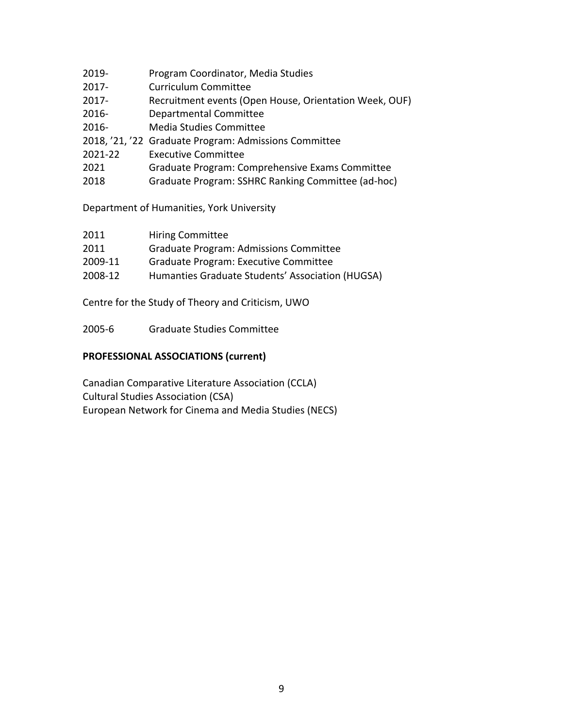| | |
|---|---|
| 2019- | Program Coordinator, Media Studies |
| 2017- | Curriculum Committee |
| 2017- | Recruitment events (Open House, Orientation Week, OUF) |
| 2016- | Departmental Committee |
| 2016- | Media Studies Committee |
| 2018, ’21, ’22 | Graduate Program: Admissions Committee |
| 2021-22 | Executive Committee |
| 2021 | Graduate Program: Comprehensive Exams Committee |
| 2018 | Graduate Program: SSHRC Ranking Committee (ad-hoc) |

Department of Humanities, York University

| | |
|---|---|
| 2011 | Hiring Committee |
| 2011 | Graduate Program: Admissions Committee |
| 2009-11 | Graduate Program: Executive Committee |
| 2008-12 | Humanties Graduate Students’ Association (HUGSA) |

Centre for the Study of Theory and Criticism, UWO

| | |
|---|---|
| 2005-6 | Graduate Studies Committee |

**PROFESSIONAL ASSOCIATIONS (current)**

Canadian Comparative Literature Association (CCLA)
Cultural Studies Association (CSA)
European Network for Cinema and Media Studies (NECS)